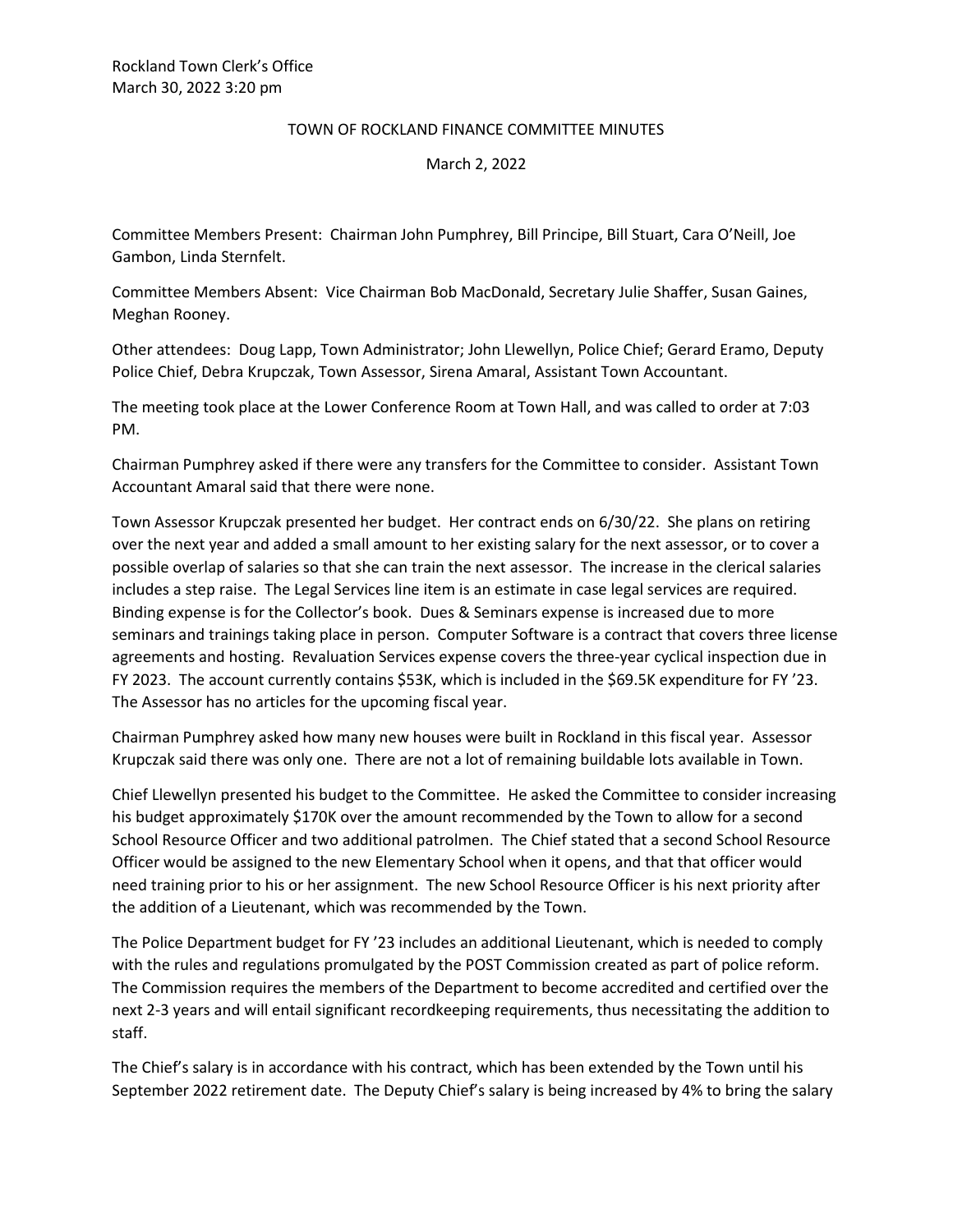Rockland Town Clerk's Office
March 30, 2022 3:20 pm

# TOWN OF ROCKLAND FINANCE COMMITTEE MINUTES

March 2, 2022

Committee Members Present: Chairman John Pumphrey, Bill Principe, Bill Stuart, Cara O'Neill, Joe Gambon, Linda Sternfelt.

Committee Members Absent: Vice Chairman Bob MacDonald, Secretary Julie Shaffer, Susan Gaines, Meghan Rooney.

Other attendees: Doug Lapp, Town Administrator; John Llewellyn, Police Chief; Gerard Eramo, Deputy Police Chief, Debra Krupczak, Town Assessor, Sirena Amaral, Assistant Town Accountant.

The meeting took place at the Lower Conference Room at Town Hall, and was called to order at 7:03 PM.

Chairman Pumphrey asked if there were any transfers for the Committee to consider. Assistant Town Accountant Amaral said that there were none.

Town Assessor Krupczak presented her budget. Her contract ends on 6/30/22. She plans on retiring over the next year and added a small amount to her existing salary for the next assessor, or to cover a possible overlap of salaries so that she can train the next assessor. The increase in the clerical salaries includes a step raise. The Legal Services line item is an estimate in case legal services are required. Binding expense is for the Collector's book. Dues & Seminars expense is increased due to more seminars and trainings taking place in person. Computer Software is a contract that covers three license agreements and hosting. Revaluation Services expense covers the three-year cyclical inspection due in FY 2023. The account currently contains $53K, which is included in the $69.5K expenditure for FY '23. The Assessor has no articles for the upcoming fiscal year.

Chairman Pumphrey asked how many new houses were built in Rockland in this fiscal year. Assessor Krupczak said there was only one. There are not a lot of remaining buildable lots available in Town.

Chief Llewellyn presented his budget to the Committee. He asked the Committee to consider increasing his budget approximately $170K over the amount recommended by the Town to allow for a second School Resource Officer and two additional patrolmen. The Chief stated that a second School Resource Officer would be assigned to the new Elementary School when it opens, and that that officer would need training prior to his or her assignment. The new School Resource Officer is his next priority after the addition of a Lieutenant, which was recommended by the Town.

The Police Department budget for FY '23 includes an additional Lieutenant, which is needed to comply with the rules and regulations promulgated by the POST Commission created as part of police reform. The Commission requires the members of the Department to become accredited and certified over the next 2-3 years and will entail significant recordkeeping requirements, thus necessitating the addition to staff.

The Chief's salary is in accordance with his contract, which has been extended by the Town until his September 2022 retirement date. The Deputy Chief's salary is being increased by 4% to bring the salary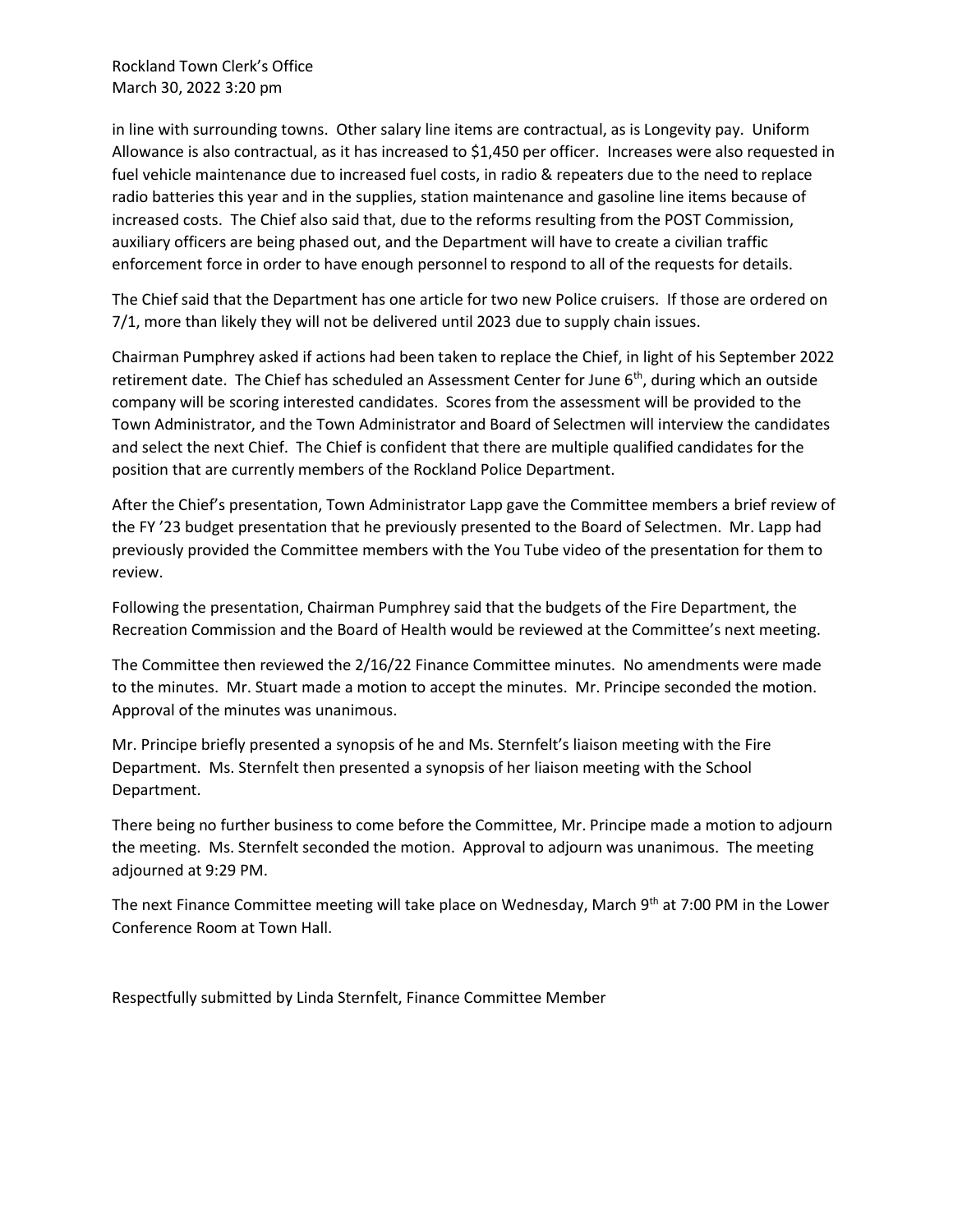in line with surrounding towns. Other salary line items are contractual, as is Longevity pay. Uniform Allowance is also contractual, as it has increased to $1,450 per officer. Increases were also requested in fuel vehicle maintenance due to increased fuel costs, in radio & repeaters due to the need to replace radio batteries this year and in the supplies, station maintenance and gasoline line items because of increased costs. The Chief also said that, due to the reforms resulting from the POST Commission, auxiliary officers are being phased out, and the Department will have to create a civilian traffic enforcement force in order to have enough personnel to respond to all of the requests for details.

The Chief said that the Department has one article for two new Police cruisers. If those are ordered on 7/1, more than likely they will not be delivered until 2023 due to supply chain issues.

Chairman Pumphrey asked if actions had been taken to replace the Chief, in light of his September 2022 retirement date. The Chief has scheduled an Assessment Center for June 6th, during which an outside company will be scoring interested candidates. Scores from the assessment will be provided to the Town Administrator, and the Town Administrator and Board of Selectmen will interview the candidates and select the next Chief. The Chief is confident that there are multiple qualified candidates for the position that are currently members of the Rockland Police Department.

After the Chief's presentation, Town Administrator Lapp gave the Committee members a brief review of the FY '23 budget presentation that he previously presented to the Board of Selectmen. Mr. Lapp had previously provided the Committee members with the You Tube video of the presentation for them to review.

Following the presentation, Chairman Pumphrey said that the budgets of the Fire Department, the Recreation Commission and the Board of Health would be reviewed at the Committee's next meeting.

The Committee then reviewed the 2/16/22 Finance Committee minutes. No amendments were made to the minutes. Mr. Stuart made a motion to accept the minutes. Mr. Principe seconded the motion. Approval of the minutes was unanimous.

Mr. Principe briefly presented a synopsis of he and Ms. Sternfelt's liaison meeting with the Fire Department. Ms. Sternfelt then presented a synopsis of her liaison meeting with the School Department.

There being no further business to come before the Committee, Mr. Principe made a motion to adjourn the meeting. Ms. Sternfelt seconded the motion. Approval to adjourn was unanimous. The meeting adjourned at 9:29 PM.

The next Finance Committee meeting will take place on Wednesday, March 9th at 7:00 PM in the Lower Conference Room at Town Hall.

Respectfully submitted by Linda Sternfelt, Finance Committee Member